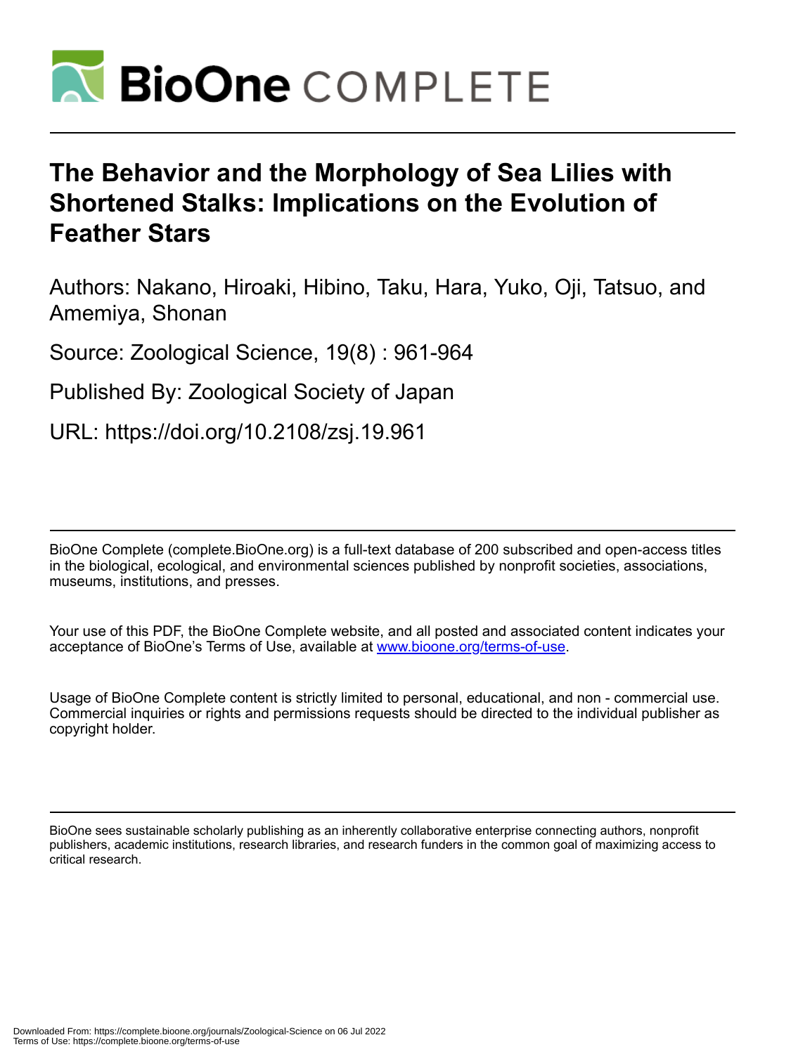# The Behavior and the Morphology of Sea Lilies with Shortened Stalks: Implications on the Evolution of Feather Stars

Authors: Nakano, Hiroaki, Hibino, Taku, Hara, Yuko, Oji, Tatsuo, and Amemiya, Shonan

Source: Zoological Science, 19(8) : 961-964

Published By: Zoological Society of Japan

URL: https://doi.org/10.2108/zsj.19.961

BioOne Complete (complete.BioOne.org) is a full-text database of 200 subscribed and open-access titles in the biological, ecological, and environmental sciences published by nonprofit societies, associations, museums, institutions, and presses.

Your use of this PDF, the BioOne Complete website, and all posted and associated content indicates your acceptance of BioOne's Terms of Use, available at www.bioone.org/terms-of-use.

Usage of BioOne Complete content is strictly limited to personal, educational, and non - commercial use. Commercial inquiries or rights and permissions requests should be directed to the individual publisher as copyright holder.

BioOne sees sustainable scholarly publishing as an inherently collaborative enterprise connecting authors, nonprofit publishers, academic institutions, research libraries, and research funders in the common goal of maximizing access to critical research.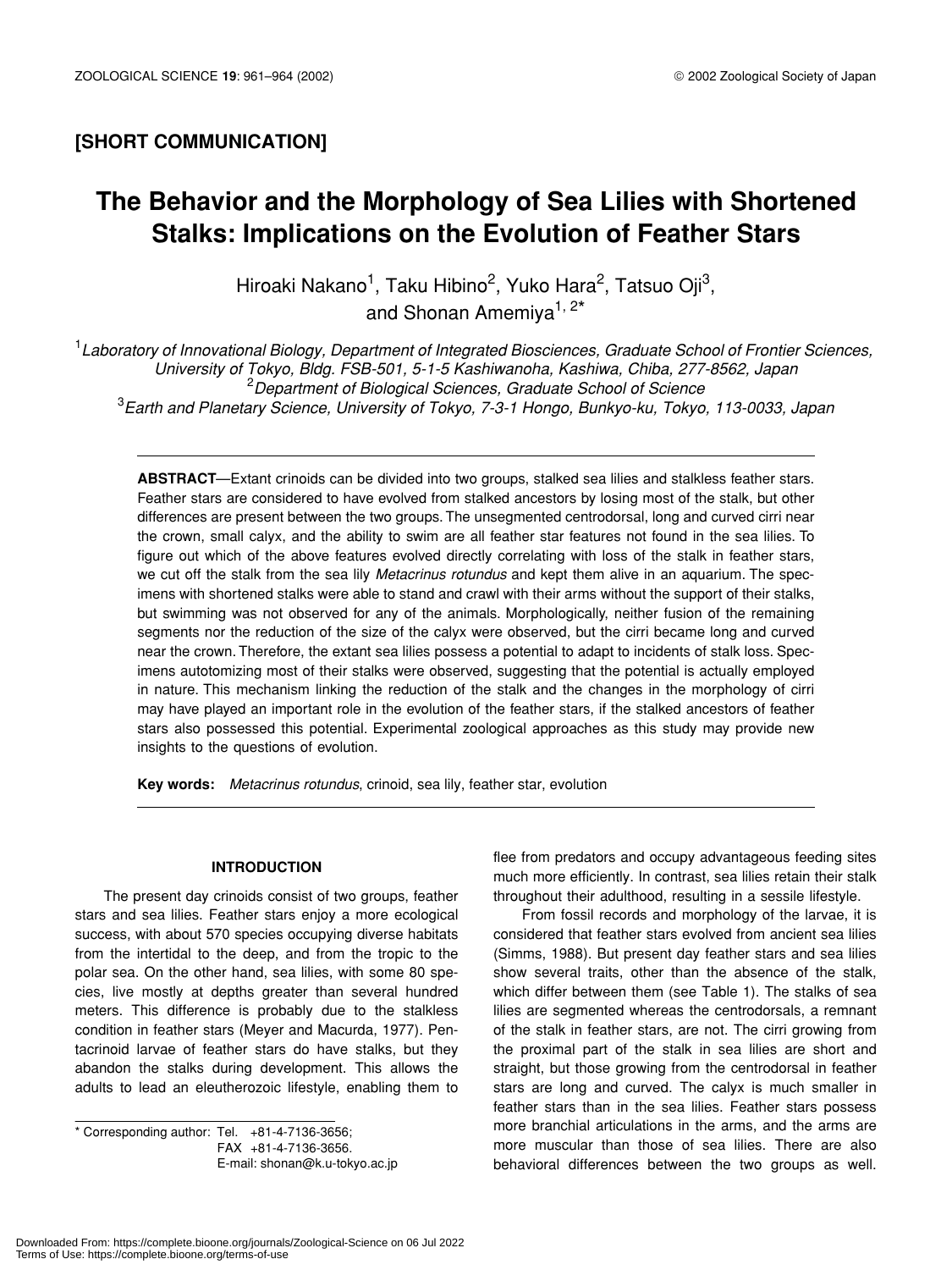## [SHORT COMMUNICATION]

# The Behavior and the Morphology of Sea Lilies with Shortened Stalks: Implications on the Evolution of Feather Stars

Hiroaki Nakano[1], Taku Hibino[2], Yuko Hara[2], Tatsuo Oji[3], and Shonan Amemiya[1, 2*]

[1]*Laboratory of Innovational Biology, Department of Integrated Biosciences, Graduate School of Frontier Sciences, University of Tokyo, Bldg. FSB-501, 5-1-5 Kashiwanoha, Kashiwa, Chiba, 277-8562, Japan*
[2]*Department of Biological Sciences, Graduate School of Science*
[3]*Earth and Planetary Science, University of Tokyo, 7-3-1 Hongo, Bunkyo-ku, Tokyo, 113-0033, Japan*

**ABSTRACT**—Extant crinoids can be divided into two groups, stalked sea lilies and stalkless feather stars. Feather stars are considered to have evolved from stalked ancestors by losing most of the stalk, but other differences are present between the two groups. The unsegmented centrodorsal, long and curved cirri near the crown, small calyx, and the ability to swim are all feather star features not found in the sea lilies. To figure out which of the above features evolved directly correlating with loss of the stalk in feather stars, we cut off the stalk from the sea lily *Metacrinus rotundus* and kept them alive in an aquarium. The specimens with shortened stalks were able to stand and crawl with their arms without the support of their stalks, but swimming was not observed for any of the animals. Morphologically, neither fusion of the remaining segments nor the reduction of the size of the calyx were observed, but the cirri became long and curved near the crown. Therefore, the extant sea lilies possess a potential to adapt to incidents of stalk loss. Specimens autotomizing most of their stalks were observed, suggesting that the potential is actually employed in nature. This mechanism linking the reduction of the stalk and the changes in the morphology of cirri may have played an important role in the evolution of the feather stars, if the stalked ancestors of feather stars also possessed this potential. Experimental zoological approaches as this study may provide new insights to the questions of evolution.

**Key words:** *Metacrinus rotundus*, crinoid, sea lily, feather star, evolution

## INTRODUCTION

The present day crinoids consist of two groups, feather stars and sea lilies. Feather stars enjoy a more ecological success, with about 570 species occupying diverse habitats from the intertidal to the deep, and from the tropic to the polar sea. On the other hand, sea lilies, with some 80 species, live mostly at depths greater than several hundred meters. This difference is probably due to the stalkless condition in feather stars (Meyer and Macurda, 1977). Pentacrinoid larvae of feather stars do have stalks, but they abandon the stalks during development. This allows the adults to lead an eleutherozoic lifestyle, enabling them to flee from predators and occupy advantageous feeding sites much more efficiently. In contrast, sea lilies retain their stalk throughout their adulthood, resulting in a sessile lifestyle.

From fossil records and morphology of the larvae, it is considered that feather stars evolved from ancient sea lilies (Simms, 1988). But present day feather stars and sea lilies show several traits, other than the absence of the stalk, which differ between them (see Table 1). The stalks of sea lilies are segmented whereas the centrodorsals, a remnant of the stalk in feather stars, are not. The cirri growing from the proximal part of the stalk in sea lilies are short and straight, but those growing from the centrodorsal in feather stars are long and curved. The calyx is much smaller in feather stars than in the sea lilies. Feather stars possess more branchial articulations in the arms, and the arms are more muscular than those of sea lilies. There are also behavioral differences between the two groups as well.

* Corresponding author: Tel. +81-4-7136-3656;
FAX +81-4-7136-3656.
E-mail: shonan@k.u-tokyo.ac.jp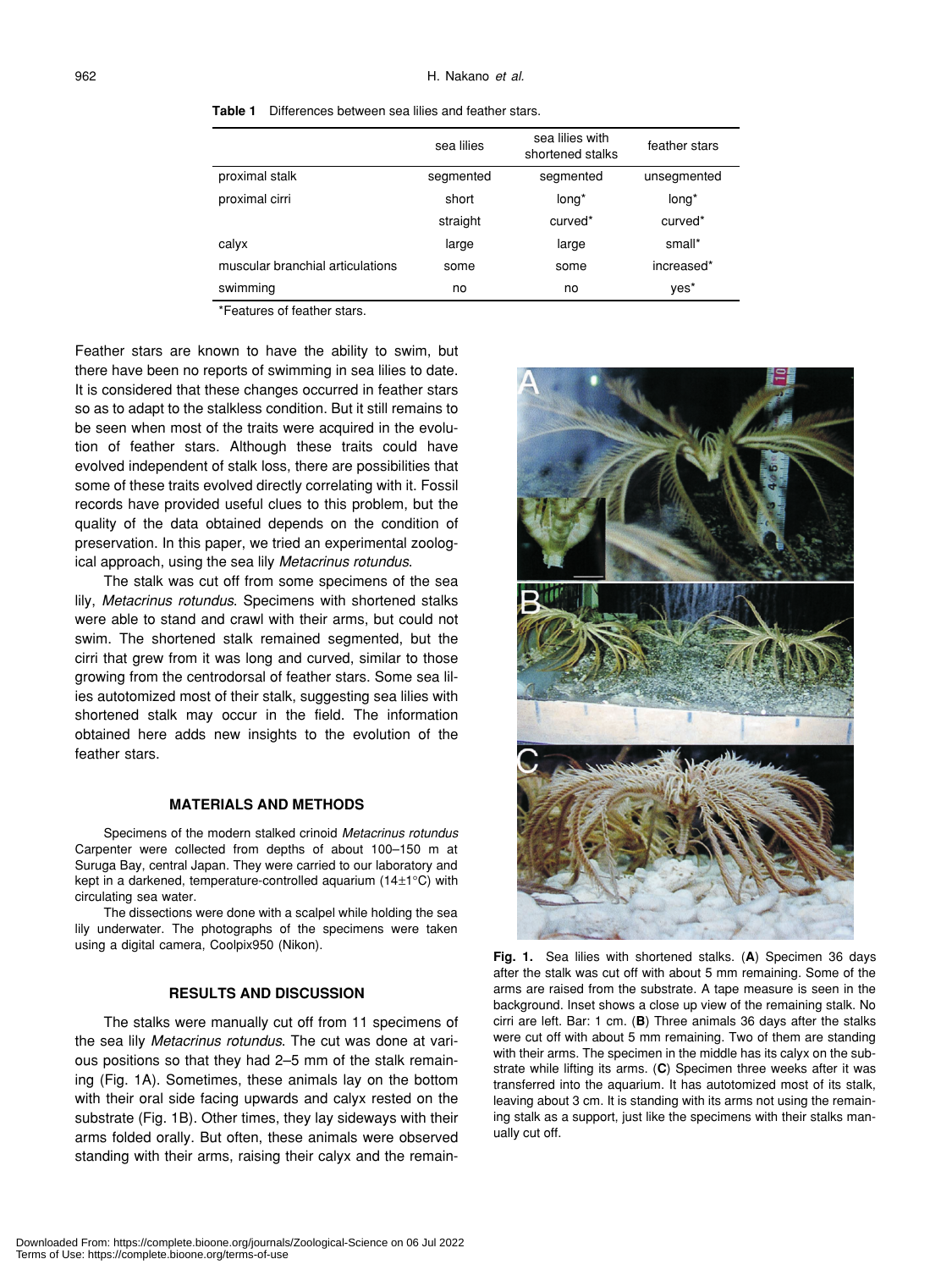**Table 1** Differences between sea lilies and feather stars.

| | sea lilies | sea lilies with shortened stalks | feather stars |
|---|---|---|---|
| proximal stalk | segmented | segmented | unsegmented |
| proximal cirri | short | long* | long* |
| | straight | curved* | curved* |
| calyx | large | large | small* |
| muscular branchial articulations | some | some | increased* |
| swimming | no | no | yes* |

*Features of feather stars.

Feather stars are known to have the ability to swim, but there have been no reports of swimming in sea lilies to date. It is considered that these changes occurred in feather stars so as to adapt to the stalkless condition. But it still remains to be seen when most of the traits were acquired in the evolution of feather stars. Although these traits could have evolved independent of stalk loss, there are possibilities that some of these traits evolved directly correlating with it. Fossil records have provided useful clues to this problem, but the quality of the data obtained depends on the condition of preservation. In this paper, we tried an experimental zoological approach, using the sea lily *Metacrinus rotundus*.

The stalk was cut off from some specimens of the sea lily, *Metacrinus rotundus*. Specimens with shortened stalks were able to stand and crawl with their arms, but could not swim. The shortened stalk remained segmented, but the cirri that grew from it was long and curved, similar to those growing from the centrodorsal of feather stars. Some sea lilies autotomized most of their stalk, suggesting sea lilies with shortened stalk may occur in the field. The information obtained here adds new insights to the evolution of the feather stars.

## MATERIALS AND METHODS

Specimens of the modern stalked crinoid *Metacrinus rotundus* Carpenter were collected from depths of about 100–150 m at Suruga Bay, central Japan. They were carried to our laboratory and kept in a darkened, temperature-controlled aquarium (14±1°C) with circulating sea water.

The dissections were done with a scalpel while holding the sea lily underwater. The photographs of the specimens were taken using a digital camera, Coolpix950 (Nikon).

## RESULTS AND DISCUSSION

The stalks were manually cut off from 11 specimens of the sea lily *Metacrinus rotundus*. The cut was done at various positions so that they had 2–5 mm of the stalk remaining (Fig. 1A). Sometimes, these animals lay on the bottom with their oral side facing upwards and calyx rested on the substrate (Fig. 1B). Other times, they lay sideways with their arms folded orally. But often, these animals were observed standing with their arms, raising their calyx and the remain-

**Fig. 1.** Sea lilies with shortened stalks. (**A**) Specimen 36 days after the stalk was cut off with about 5 mm remaining. Some of the arms are raised from the substrate. A tape measure is seen in the background. Inset shows a close up view of the remaining stalk. No cirri are left. Bar: 1 cm. (**B**) Three animals 36 days after the stalks were cut off with about 5 mm remaining. Two of them are standing with their arms. The specimen in the middle has its calyx on the substrate while lifting its arms. (**C**) Specimen three weeks after it was transferred into the aquarium. It has autotomized most of its stalk, leaving about 3 cm. It is standing with its arms not using the remaining stalk as a support, just like the specimens with their stalks manually cut off.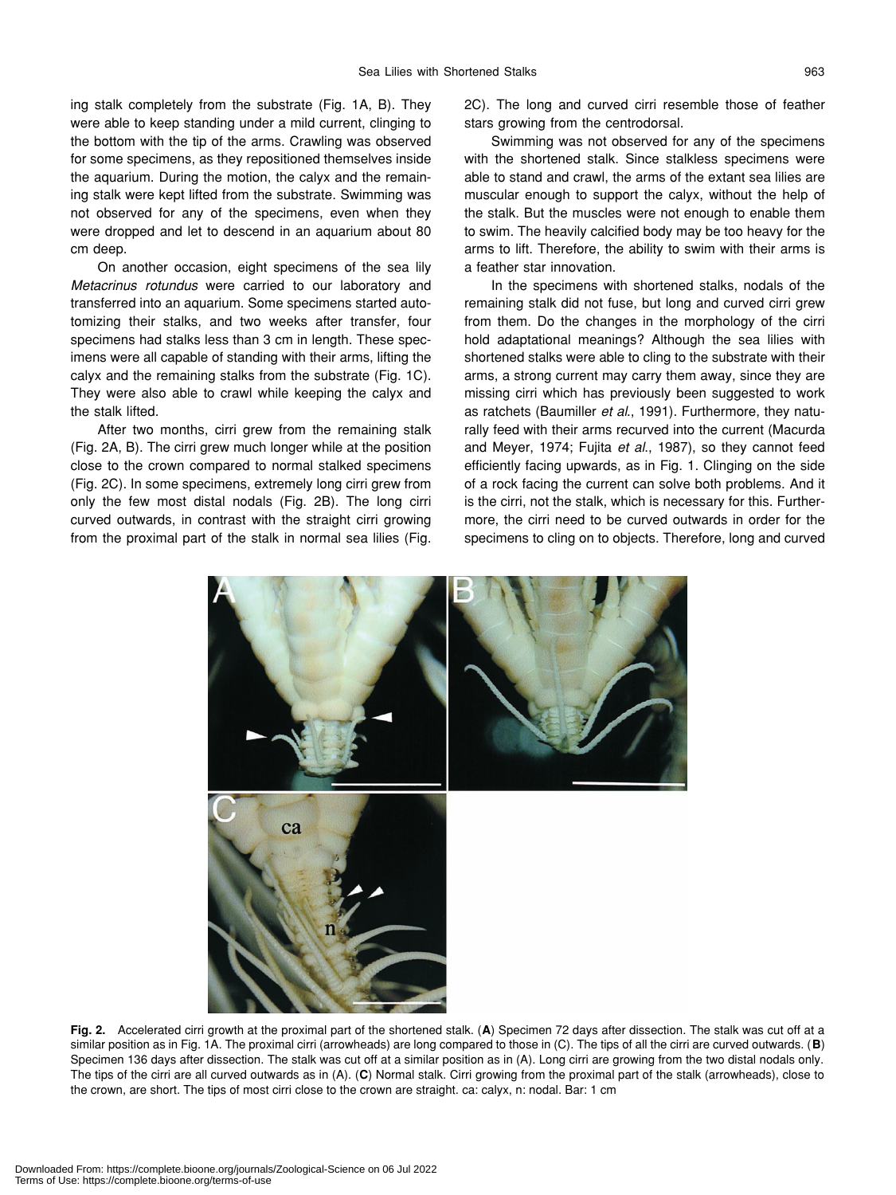ing stalk completely from the substrate (Fig. 1A, B). They were able to keep standing under a mild current, clinging to the bottom with the tip of the arms. Crawling was observed for some specimens, as they repositioned themselves inside the aquarium. During the motion, the calyx and the remaining stalk were kept lifted from the substrate. Swimming was not observed for any of the specimens, even when they were dropped and let to descend in an aquarium about 80 cm deep.

On another occasion, eight specimens of the sea lily *Metacrinus rotundus* were carried to our laboratory and transferred into an aquarium. Some specimens started autotomizing their stalks, and two weeks after transfer, four specimens had stalks less than 3 cm in length. These specimens were all capable of standing with their arms, lifting the calyx and the remaining stalks from the substrate (Fig. 1C). They were also able to crawl while keeping the calyx and the stalk lifted.

After two months, cirri grew from the remaining stalk (Fig. 2A, B). The cirri grew much longer while at the position close to the crown compared to normal stalked specimens (Fig. 2C). In some specimens, extremely long cirri grew from only the few most distal nodals (Fig. 2B). The long cirri curved outwards, in contrast with the straight cirri growing from the proximal part of the stalk in normal sea lilies (Fig. 2C). The long and curved cirri resemble those of feather stars growing from the centrodorsal.

Swimming was not observed for any of the specimens with the shortened stalk. Since stalkless specimens were able to stand and crawl, the arms of the extant sea lilies are muscular enough to support the calyx, without the help of the stalk. But the muscles were not enough to enable them to swim. The heavily calcified body may be too heavy for the arms to lift. Therefore, the ability to swim with their arms is a feather star innovation.

In the specimens with shortened stalks, nodals of the remaining stalk did not fuse, but long and curved cirri grew from them. Do the changes in the morphology of the cirri hold adaptational meanings? Although the sea lilies with shortened stalks were able to cling to the substrate with their arms, a strong current may carry them away, since they are missing cirri which has previously been suggested to work as ratchets (Baumiller *et al*., 1991). Furthermore, they naturally feed with their arms recurved into the current (Macurda and Meyer, 1974; Fujita *et al*., 1987), so they cannot feed efficiently facing upwards, as in Fig. 1. Clinging on the side of a rock facing the current can solve both problems. And it is the cirri, not the stalk, which is necessary for this. Furthermore, the cirri need to be curved outwards in order for the specimens to cling on to objects. Therefore, long and curved

**Fig. 2.** Accelerated cirri growth at the proximal part of the shortened stalk. (**A**) Specimen 72 days after dissection. The stalk was cut off at a similar position as in Fig. 1A. The proximal cirri (arrowheads) are long compared to those in (C). The tips of all the cirri are curved outwards. (**B**) Specimen 136 days after dissection. The stalk was cut off at a similar position as in (A). Long cirri are growing from the two distal nodals only. The tips of the cirri are all curved outwards as in (A). (**C**) Normal stalk. Cirri growing from the proximal part of the stalk (arrowheads), close to the crown, are short. The tips of most cirri close to the crown are straight. ca: calyx, n: nodal. Bar: 1 cm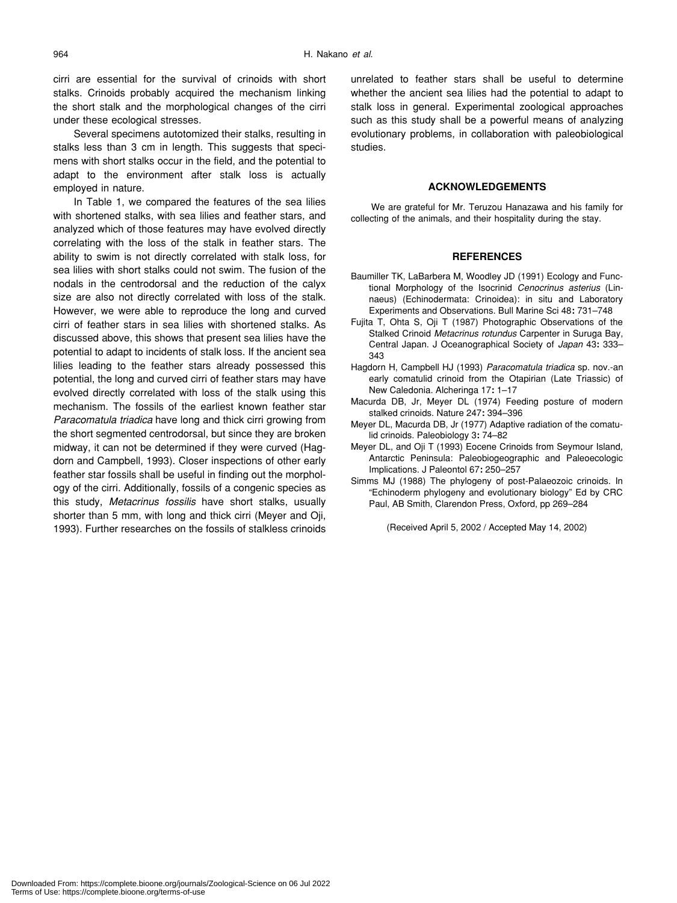cirri are essential for the survival of crinoids with short stalks. Crinoids probably acquired the mechanism linking the short stalk and the morphological changes of the cirri under these ecological stresses.

Several specimens autotomized their stalks, resulting in stalks less than 3 cm in length. This suggests that specimens with short stalks occur in the field, and the potential to adapt to the environment after stalk loss is actually employed in nature.

In Table 1, we compared the features of the sea lilies with shortened stalks, with sea lilies and feather stars, and analyzed which of those features may have evolved directly correlating with the loss of the stalk in feather stars. The ability to swim is not directly correlated with stalk loss, for sea lilies with short stalks could not swim. The fusion of the nodals in the centrodorsal and the reduction of the calyx size are also not directly correlated with loss of the stalk. However, we were able to reproduce the long and curved cirri of feather stars in sea lilies with shortened stalks. As discussed above, this shows that present sea lilies have the potential to adapt to incidents of stalk loss. If the ancient sea lilies leading to the feather stars already possessed this potential, the long and curved cirri of feather stars may have evolved directly correlated with loss of the stalk using this mechanism. The fossils of the earliest known feather star *Paracomatula triadica* have long and thick cirri growing from the short segmented centrodorsal, but since they are broken midway, it can not be determined if they were curved (Hagdorn and Campbell, 1993). Closer inspections of other early feather star fossils shall be useful in finding out the morphology of the cirri. Additionally, fossils of a congenic species as this study, *Metacrinus fossilis* have short stalks, usually shorter than 5 mm, with long and thick cirri (Meyer and Oji, 1993). Further researches on the fossils of stalkless crinoids unrelated to feather stars shall be useful to determine whether the ancient sea lilies had the potential to adapt to stalk loss in general. Experimental zoological approaches such as this study shall be a powerful means of analyzing evolutionary problems, in collaboration with paleobiological studies.

## ACKNOWLEDGEMENTS

We are grateful for Mr. Teruzou Hanazawa and his family for collecting of the animals, and their hospitality during the stay.

## REFERENCES

Baumiller TK, LaBarbera M, Woodley JD (1991) Ecology and Functional Morphology of the Isocrinid *Cenocrinus asterius* (Linnaeus) (Echinodermata: Crinoidea): in situ and Laboratory Experiments and Observations. Bull Marine Sci 48**:** 731–748

Fujita T, Ohta S, Oji T (1987) Photographic Observations of the Stalked Crinoid *Metacrinus rotundus* Carpenter in Suruga Bay, Central Japan. J Oceanographical Society of *Japan* 43**:** 333–343

Hagdorn H, Campbell HJ (1993) *Paracomatula triadica* sp. nov.-an early comatulid crinoid from the Otapirian (Late Triassic) of New Caledonia. Alcheringa 17**:** 1–17

Macurda DB, Jr, Meyer DL (1974) Feeding posture of modern stalked crinoids. Nature 247**:** 394–396

Meyer DL, Macurda DB, Jr (1977) Adaptive radiation of the comatulid crinoids. Paleobiology 3**:** 74–82

Meyer DL, and Oji T (1993) Eocene Crinoids from Seymour Island, Antarctic Peninsula: Paleobiogeographic and Paleoecologic Implications. J Paleontol 67**:** 250–257

Simms MJ (1988) The phylogeny of post-Palaeozoic crinoids. In "Echinoderm phylogeny and evolutionary biology" Ed by CRC Paul, AB Smith, Clarendon Press, Oxford, pp 269–284

(Received April 5, 2002 / Accepted May 14, 2002)